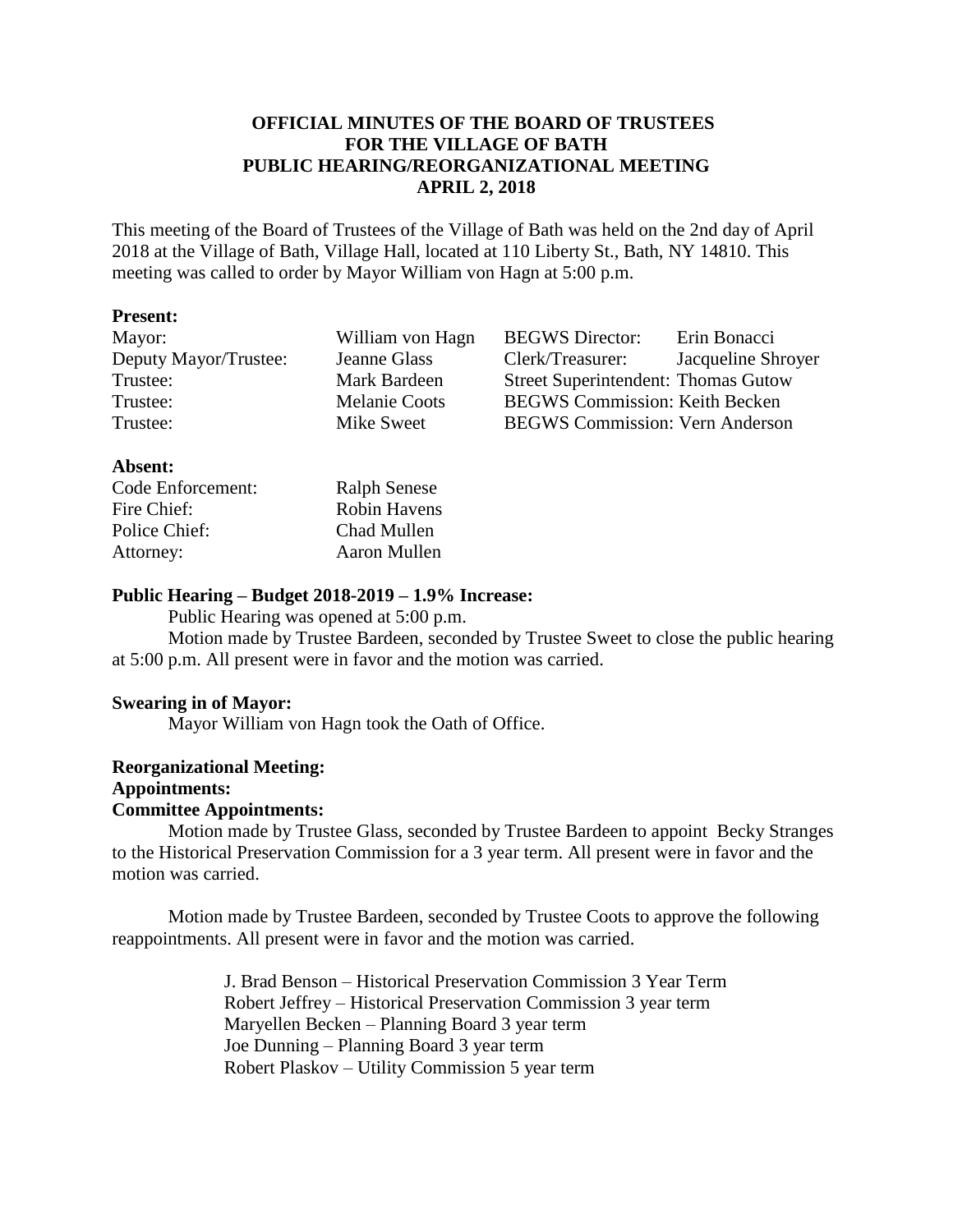# OFFICIAL MINUTES OF THE BOARD OF TRUSTEES FOR THE VILLAGE OF BATH PUBLIC HEARING/REORGANIZATIONAL MEETING APRIL 2, 2018

This meeting of the Board of Trustees of the Village of Bath was held on the 2nd day of April 2018 at the Village of Bath, Village Hall, located at 110 Liberty St., Bath, NY 14810. This meeting was called to order by Mayor William von Hagn at 5:00 p.m.

**Present:**

| | | | |
|---|---|---|---|
| Mayor: | William von Hagn | BEGWS Director: | Erin Bonacci |
| Deputy Mayor/Trustee: | Jeanne Glass | Clerk/Treasurer: | Jacqueline Shroyer |
| Trustee: | Mark Bardeen | Street Superintendent: | Thomas Gutow |
| Trustee: | Melanie Coots | BEGWS Commission: | Keith Becken |
| Trustee: | Mike Sweet | BEGWS Commission: | Vern Anderson |

**Absent:**

| | |
|---|---|
| Code Enforcement: | Ralph Senese |
| Fire Chief: | Robin Havens |
| Police Chief: | Chad Mullen |
| Attorney: | Aaron Mullen |

**Public Hearing – Budget 2018-2019 – 1.9% Increase:**

Public Hearing was opened at 5:00 p.m.

Motion made by Trustee Bardeen, seconded by Trustee Sweet to close the public hearing at 5:00 p.m. All present were in favor and the motion was carried.

**Swearing in of Mayor:**

Mayor William von Hagn took the Oath of Office.

**Reorganizational Meeting:**

**Appointments:**

**Committee Appointments:**

Motion made by Trustee Glass, seconded by Trustee Bardeen to appoint Becky Stranges to the Historical Preservation Commission for a 3 year term. All present were in favor and the motion was carried.

Motion made by Trustee Bardeen, seconded by Trustee Coots to approve the following reappointments. All present were in favor and the motion was carried.

J. Brad Benson – Historical Preservation Commission 3 Year Term
Robert Jeffrey – Historical Preservation Commission 3 year term
Maryellen Becken – Planning Board 3 year term
Joe Dunning – Planning Board 3 year term
Robert Plaskov – Utility Commission 5 year term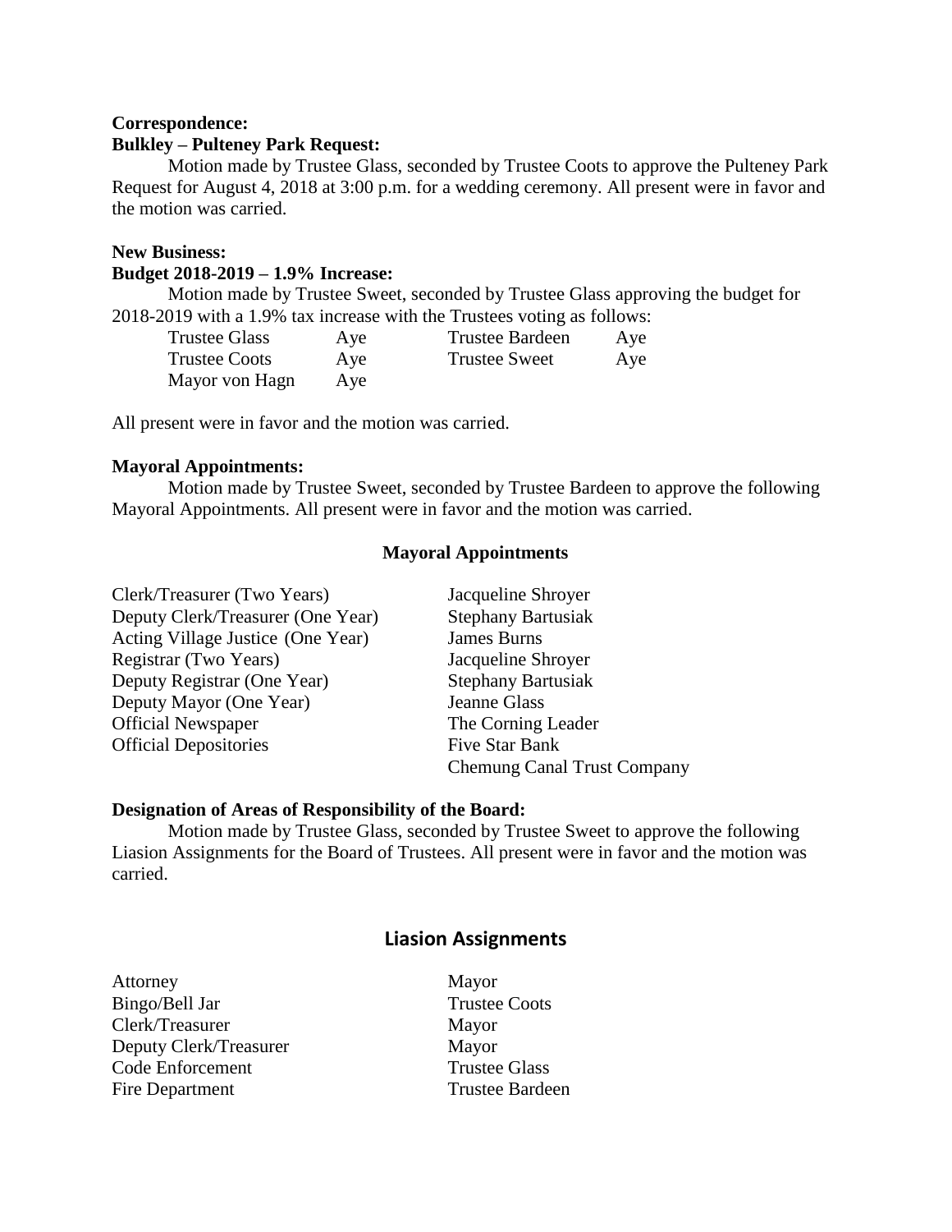**Correspondence:**

**Bulkley – Pulteney Park Request:**

Motion made by Trustee Glass, seconded by Trustee Coots to approve the Pulteney Park Request for August 4, 2018 at 3:00 p.m. for a wedding ceremony. All present were in favor and the motion was carried.

**New Business:**

**Budget 2018-2019 – 1.9% Increase:**

Motion made by Trustee Sweet, seconded by Trustee Glass approving the budget for 2018-2019 with a 1.9% tax increase with the Trustees voting as follows:

| | | | |
|---|---|---|---|
| Trustee Glass | Aye | Trustee Bardeen | Aye |
| Trustee Coots | Aye | Trustee Sweet | Aye |
| Mayor von Hagn | Aye | | |

All present were in favor and the motion was carried.

**Mayoral Appointments:**

Motion made by Trustee Sweet, seconded by Trustee Bardeen to approve the following Mayoral Appointments. All present were in favor and the motion was carried.

**Mayoral Appointments**

| | |
|---|---|
| Clerk/Treasurer (Two Years) | Jacqueline Shroyer |
| Deputy Clerk/Treasurer (One Year) | Stephany Bartusiak |
| Acting Village Justice (One Year) | James Burns |
| Registrar (Two Years) | Jacqueline Shroyer |
| Deputy Registrar (One Year) | Stephany Bartusiak |
| Deputy Mayor (One Year) | Jeanne Glass |
| Official Newspaper | The Corning Leader |
| Official Depositories | Five Star Bank |
| | Chemung Canal Trust Company |

**Designation of Areas of Responsibility of the Board:**

Motion made by Trustee Glass, seconded by Trustee Sweet to approve the following Liasion Assignments for the Board of Trustees. All present were in favor and the motion was carried.

## Liasion Assignments

| | |
|---|---|
| Attorney | Mayor |
| Bingo/Bell Jar | Trustee Coots |
| Clerk/Treasurer | Mayor |
| Deputy Clerk/Treasurer | Mayor |
| Code Enforcement | Trustee Glass |
| Fire Department | Trustee Bardeen |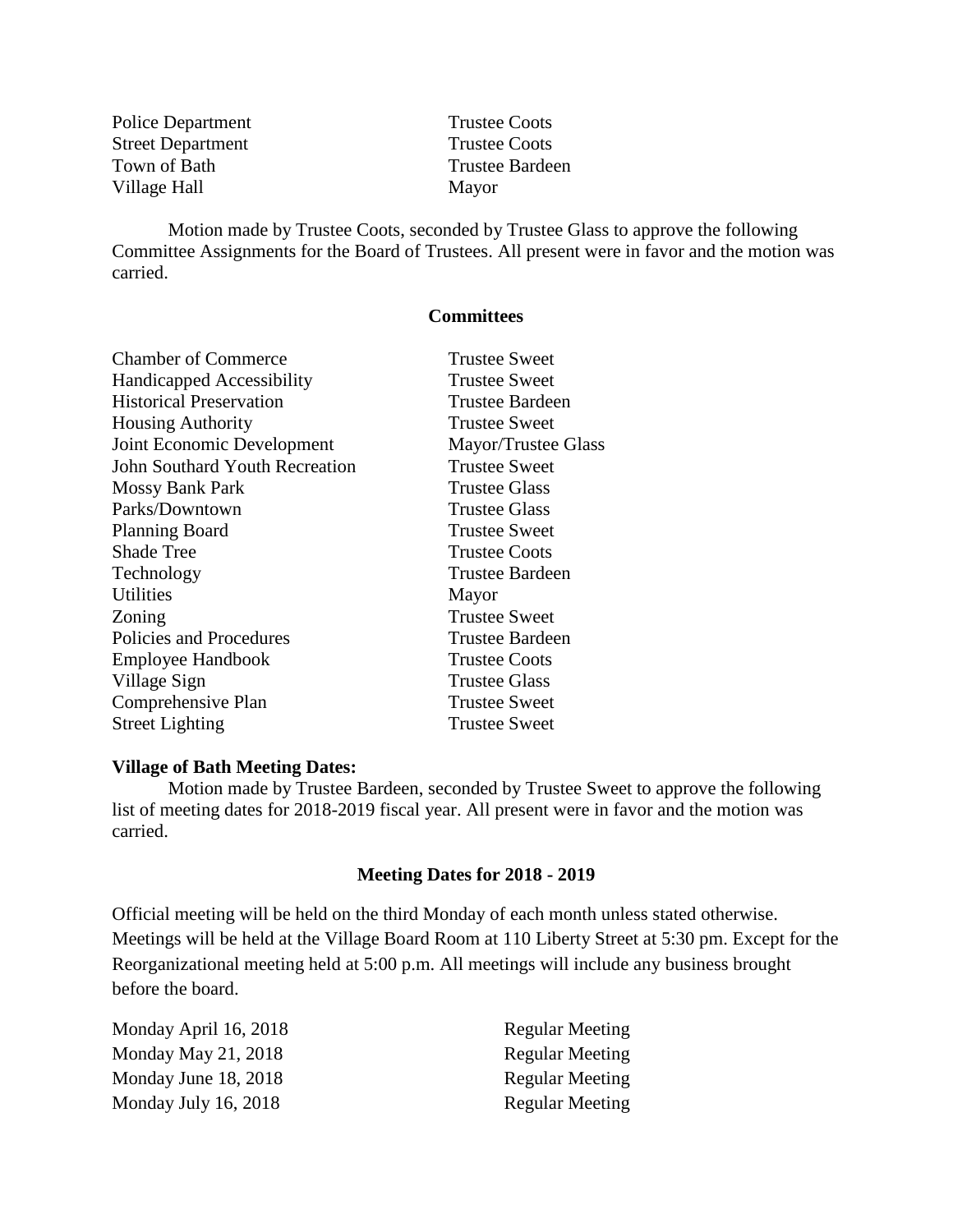| | |
|---|---|
| Police Department | Trustee Coots |
| Street Department | Trustee Coots |
| Town of Bath | Trustee Bardeen |
| Village Hall | Mayor |

Motion made by Trustee Coots, seconded by Trustee Glass to approve the following Committee Assignments for the Board of Trustees. All present were in favor and the motion was carried.

**Committees**

| | |
|---|---|
| Chamber of Commerce | Trustee Sweet |
| Handicapped Accessibility | Trustee Sweet |
| Historical Preservation | Trustee Bardeen |
| Housing Authority | Trustee Sweet |
| Joint Economic Development | Mayor/Trustee Glass |
| John Southard Youth Recreation | Trustee Sweet |
| Mossy Bank Park | Trustee Glass |
| Parks/Downtown | Trustee Glass |
| Planning Board | Trustee Sweet |
| Shade Tree | Trustee Coots |
| Technology | Trustee Bardeen |
| Utilities | Mayor |
| Zoning | Trustee Sweet |
| Policies and Procedures | Trustee Bardeen |
| Employee Handbook | Trustee Coots |
| Village Sign | Trustee Glass |
| Comprehensive Plan | Trustee Sweet |
| Street Lighting | Trustee Sweet |

**Village of Bath Meeting Dates:**

Motion made by Trustee Bardeen, seconded by Trustee Sweet to approve the following list of meeting dates for 2018-2019 fiscal year. All present were in favor and the motion was carried.

**Meeting Dates for 2018 - 2019**

Official meeting will be held on the third Monday of each month unless stated otherwise. Meetings will be held at the Village Board Room at 110 Liberty Street at 5:30 pm. Except for the Reorganizational meeting held at 5:00 p.m. All meetings will include any business brought before the board.

| | |
|---|---|
| Monday April 16, 2018 | Regular Meeting |
| Monday May 21, 2018 | Regular Meeting |
| Monday June 18, 2018 | Regular Meeting |
| Monday July 16, 2018 | Regular Meeting |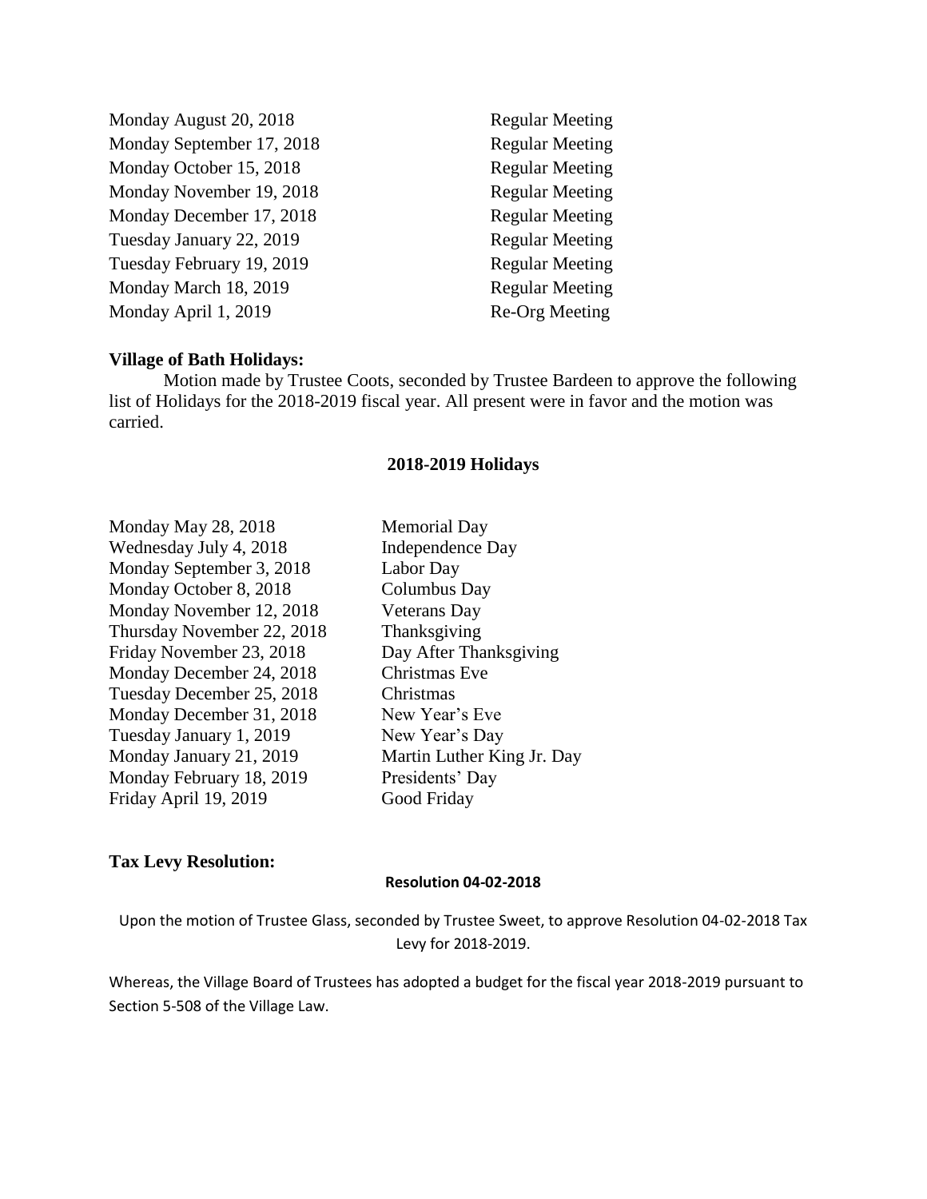| | |
|---|---|
| Monday August 20, 2018 | Regular Meeting |
| Monday September 17, 2018 | Regular Meeting |
| Monday October 15, 2018 | Regular Meeting |
| Monday November 19, 2018 | Regular Meeting |
| Monday December 17, 2018 | Regular Meeting |
| Tuesday January 22, 2019 | Regular Meeting |
| Tuesday February 19, 2019 | Regular Meeting |
| Monday March 18, 2019 | Regular Meeting |
| Monday April 1, 2019 | Re-Org Meeting |

**Village of Bath Holidays:**

Motion made by Trustee Coots, seconded by Trustee Bardeen to approve the following list of Holidays for the 2018-2019 fiscal year. All present were in favor and the motion was carried.

**2018-2019 Holidays**

| | |
|---|---|
| Monday May 28, 2018 | Memorial Day |
| Wednesday July 4, 2018 | Independence Day |
| Monday September 3, 2018 | Labor Day |
| Monday October 8, 2018 | Columbus Day |
| Monday November 12, 2018 | Veterans Day |
| Thursday November 22, 2018 | Thanksgiving |
| Friday November 23, 2018 | Day After Thanksgiving |
| Monday December 24, 2018 | Christmas Eve |
| Tuesday December 25, 2018 | Christmas |
| Monday December 31, 2018 | New Year's Eve |
| Tuesday January 1, 2019 | New Year's Day |
| Monday January 21, 2019 | Martin Luther King Jr. Day |
| Monday February 18, 2019 | Presidents' Day |
| Friday April 19, 2019 | Good Friday |

**Tax Levy Resolution:**

**Resolution 04-02-2018**

Upon the motion of Trustee Glass, seconded by Trustee Sweet, to approve Resolution 04-02-2018 Tax Levy for 2018-2019.

Whereas, the Village Board of Trustees has adopted a budget for the fiscal year 2018-2019 pursuant to Section 5-508 of the Village Law.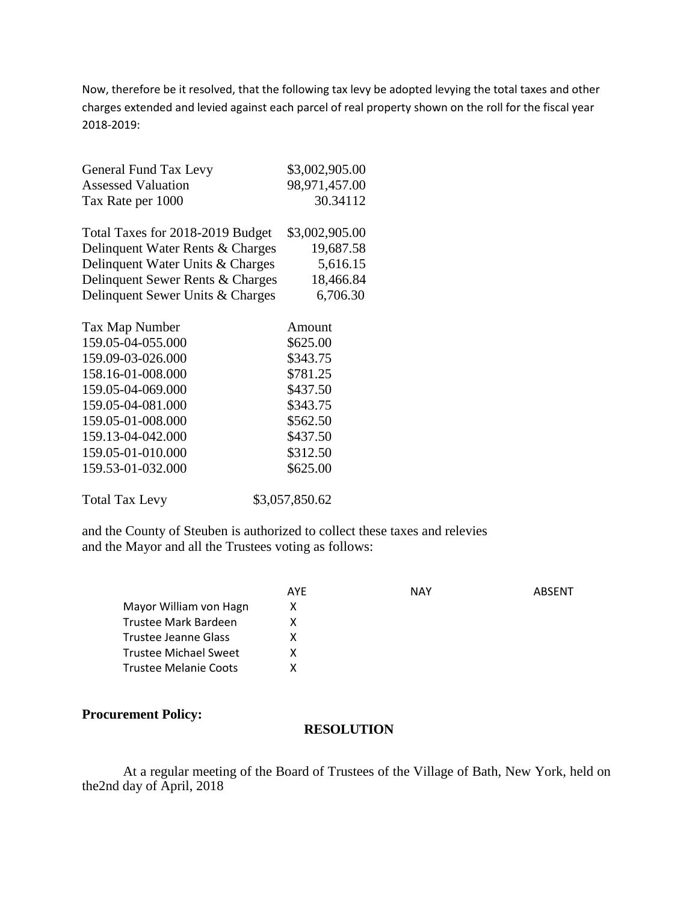Now, therefore be it resolved, that the following tax levy be adopted levying the total taxes and other charges extended and levied against each parcel of real property shown on the roll for the fiscal year 2018-2019:

| | |
|---|---|
| General Fund Tax Levy | $3,002,905.00 |
| Assessed Valuation | 98,971,457.00 |
| Tax Rate per 1000 | 30.34112 |

| | |
|---|---|
| Total Taxes for 2018-2019 Budget | $3,002,905.00 |
| Delinquent Water Rents & Charges | 19,687.58 |
| Delinquent Water Units & Charges | 5,616.15 |
| Delinquent Sewer Rents & Charges | 18,466.84 |
| Delinquent Sewer Units & Charges | 6,706.30 |

| Tax Map Number | Amount |
|---|---|
| 159.05-04-055.000 | $625.00 |
| 159.09-03-026.000 | $343.75 |
| 158.16-01-008.000 | $781.25 |
| 159.05-04-069.000 | $437.50 |
| 159.05-04-081.000 | $343.75 |
| 159.05-01-008.000 | $562.50 |
| 159.13-04-042.000 | $437.50 |
| 159.05-01-010.000 | $312.50 |
| 159.53-01-032.000 | $625.00 |

Total Tax Levy $3,057,850.62

and the County of Steuben is authorized to collect these taxes and relevies and the Mayor and all the Trustees voting as follows:

| | AYE | NAY | ABSENT |
|---|---|---|---|
| Mayor William von Hagn | X | | |
| Trustee Mark Bardeen | X | | |
| Trustee Jeanne Glass | X | | |
| Trustee Michael Sweet | X | | |
| Trustee Melanie Coots | X | | |

**Procurement Policy:**

**RESOLUTION**

At a regular meeting of the Board of Trustees of the Village of Bath, New York, held on the2nd day of April, 2018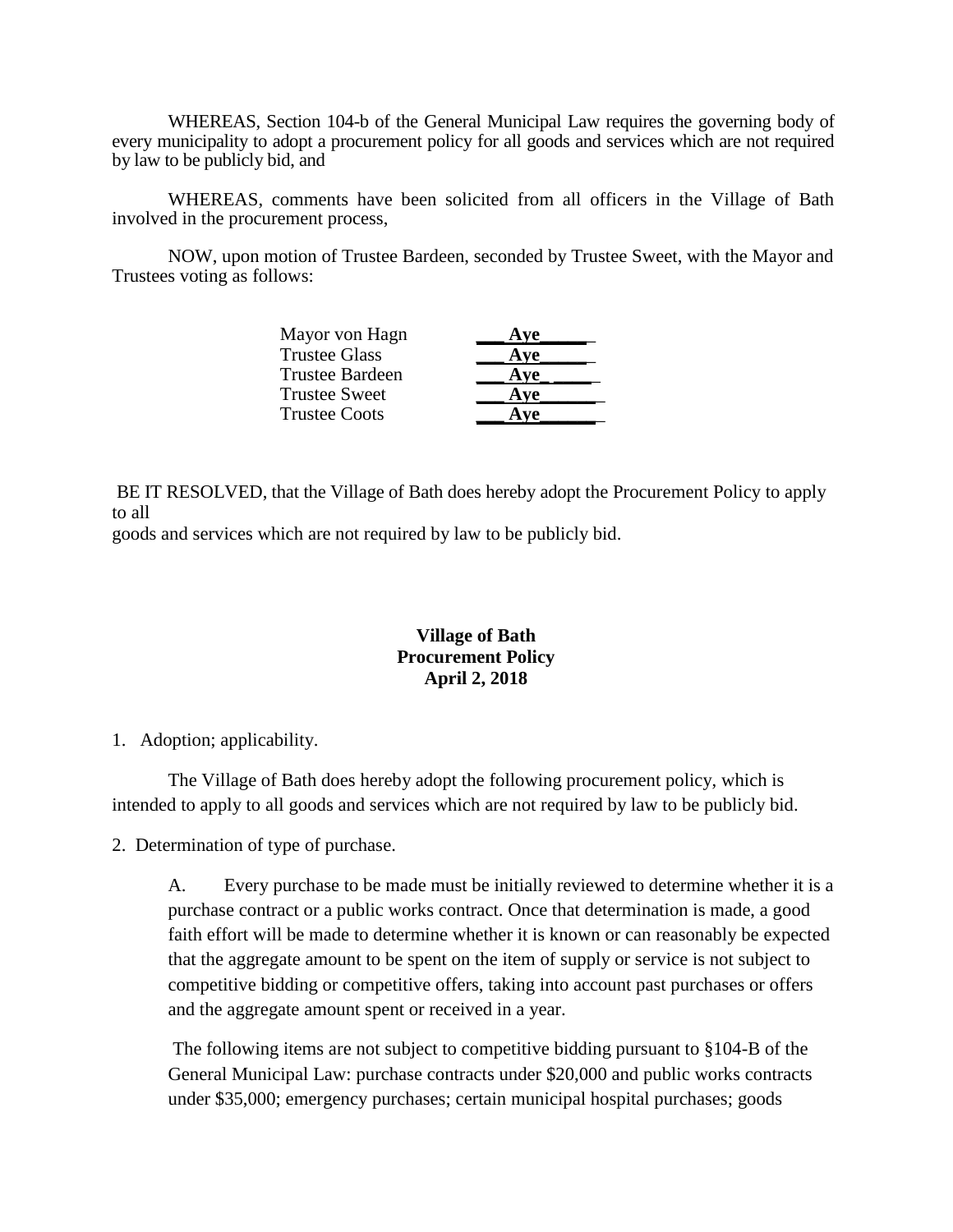WHEREAS, Section 104-b of the General Municipal Law requires the governing body of every municipality to adopt a procurement policy for all goods and services which are not required by law to be publicly bid, and

WHEREAS, comments have been solicited from all officers in the Village of Bath involved in the procurement process,

NOW, upon motion of Trustee Bardeen, seconded by Trustee Sweet, with the Mayor and Trustees voting as follows:

| | |
|---|---|
| Mayor von Hagn | Aye |
| Trustee Glass | Aye |
| Trustee Bardeen | Aye |
| Trustee Sweet | Aye |
| Trustee Coots | Aye |

BE IT RESOLVED, that the Village of Bath does hereby adopt the Procurement Policy to apply to all
goods and services which are not required by law to be publicly bid.

**Village of Bath**
**Procurement Policy**
**April 2, 2018**

1. Adoption; applicability.

The Village of Bath does hereby adopt the following procurement policy, which is intended to apply to all goods and services which are not required by law to be publicly bid.

2. Determination of type of purchase.

A. Every purchase to be made must be initially reviewed to determine whether it is a purchase contract or a public works contract. Once that determination is made, a good faith effort will be made to determine whether it is known or can reasonably be expected that the aggregate amount to be spent on the item of supply or service is not subject to competitive bidding or competitive offers, taking into account past purchases or offers and the aggregate amount spent or received in a year.

The following items are not subject to competitive bidding pursuant to §104-B of the General Municipal Law: purchase contracts under $20,000 and public works contracts under $35,000; emergency purchases; certain municipal hospital purchases; goods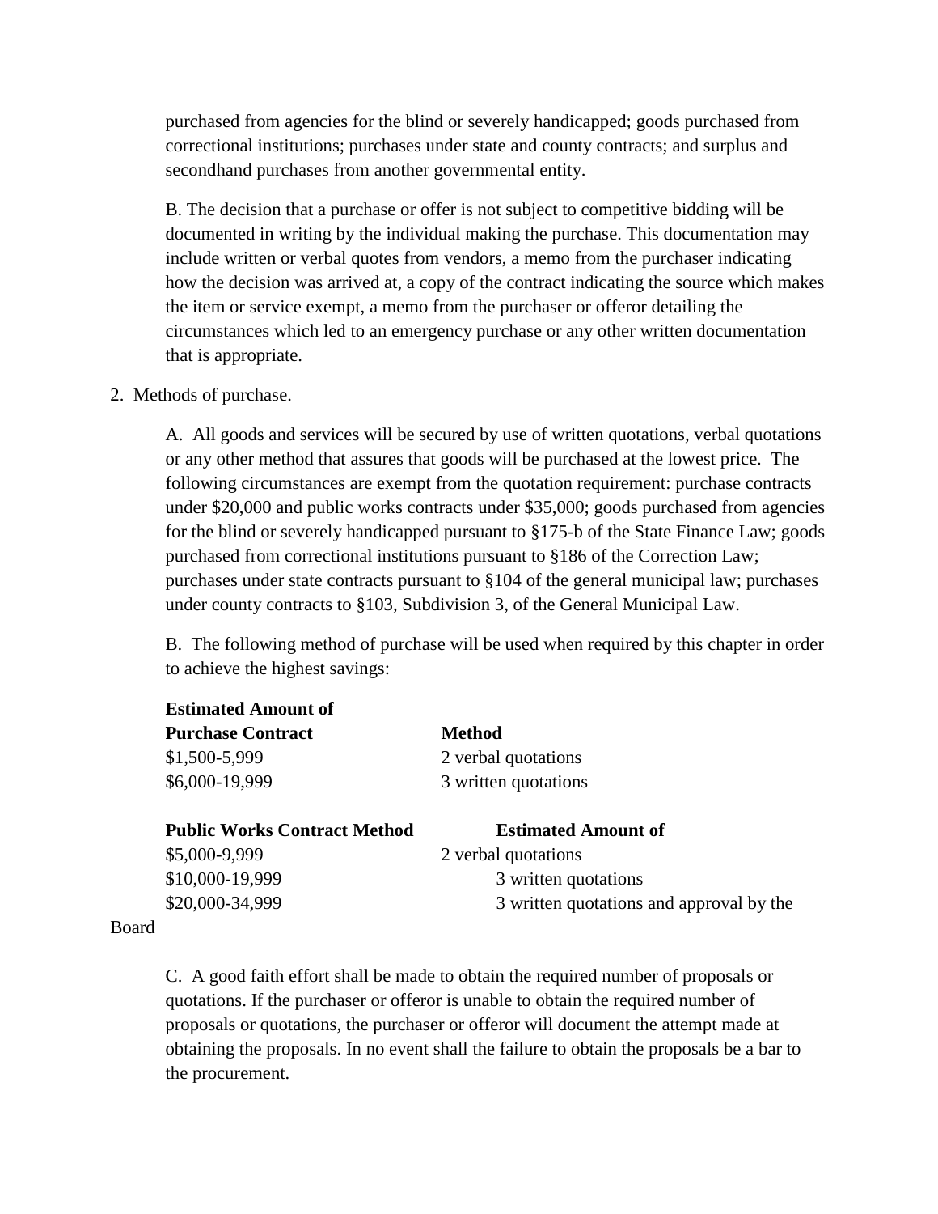purchased from agencies for the blind or severely handicapped; goods purchased from correctional institutions; purchases under state and county contracts; and surplus and secondhand purchases from another governmental entity.

B. The decision that a purchase or offer is not subject to competitive bidding will be documented in writing by the individual making the purchase. This documentation may include written or verbal quotes from vendors, a memo from the purchaser indicating how the decision was arrived at, a copy of the contract indicating the source which makes the item or service exempt, a memo from the purchaser or offeror detailing the circumstances which led to an emergency purchase or any other written documentation that is appropriate.

2. Methods of purchase.

A. All goods and services will be secured by use of written quotations, verbal quotations or any other method that assures that goods will be purchased at the lowest price. The following circumstances are exempt from the quotation requirement: purchase contracts under $20,000 and public works contracts under $35,000; goods purchased from agencies for the blind or severely handicapped pursuant to §175-b of the State Finance Law; goods purchased from correctional institutions pursuant to §186 of the Correction Law; purchases under state contracts pursuant to §104 of the general municipal law; purchases under county contracts to §103, Subdivision 3, of the General Municipal Law.

B. The following method of purchase will be used when required by this chapter in order to achieve the highest savings:

| **Estimated Amount of Purchase Contract** | **Method** |
|---|---|
| $1,500-5,999 | 2 verbal quotations |
| $6,000-19,999 | 3 written quotations |

| **Public Works Contract Method** | **Estimated Amount of** |
|---|---|
| $5,000-9,999 | 2 verbal quotations |
| $10,000-19,999 | 3 written quotations |
| $20,000-34,999 | 3 written quotations and approval by the Board |

C. A good faith effort shall be made to obtain the required number of proposals or quotations. If the purchaser or offeror is unable to obtain the required number of proposals or quotations, the purchaser or offeror will document the attempt made at obtaining the proposals. In no event shall the failure to obtain the proposals be a bar to the procurement.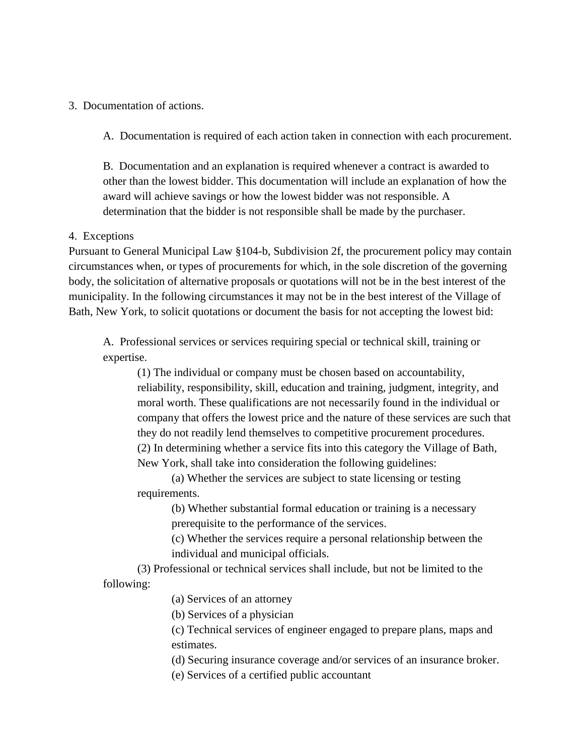3. Documentation of actions.

A. Documentation is required of each action taken in connection with each procurement.

B. Documentation and an explanation is required whenever a contract is awarded to other than the lowest bidder. This documentation will include an explanation of how the award will achieve savings or how the lowest bidder was not responsible. A determination that the bidder is not responsible shall be made by the purchaser.

4. Exceptions

Pursuant to General Municipal Law §104-b, Subdivision 2f, the procurement policy may contain circumstances when, or types of procurements for which, in the sole discretion of the governing body, the solicitation of alternative proposals or quotations will not be in the best interest of the municipality. In the following circumstances it may not be in the best interest of the Village of Bath, New York, to solicit quotations or document the basis for not accepting the lowest bid:

A. Professional services or services requiring special or technical skill, training or expertise.

(1) The individual or company must be chosen based on accountability, reliability, responsibility, skill, education and training, judgment, integrity, and moral worth. These qualifications are not necessarily found in the individual or company that offers the lowest price and the nature of these services are such that they do not readily lend themselves to competitive procurement procedures.

(2) In determining whether a service fits into this category the Village of Bath, New York, shall take into consideration the following guidelines:

(a) Whether the services are subject to state licensing or testing requirements.

(b) Whether substantial formal education or training is a necessary prerequisite to the performance of the services.

(c) Whether the services require a personal relationship between the individual and municipal officials.

(3) Professional or technical services shall include, but not be limited to the following:

(a) Services of an attorney

(b) Services of a physician

(c) Technical services of engineer engaged to prepare plans, maps and estimates.

(d) Securing insurance coverage and/or services of an insurance broker.

(e) Services of a certified public accountant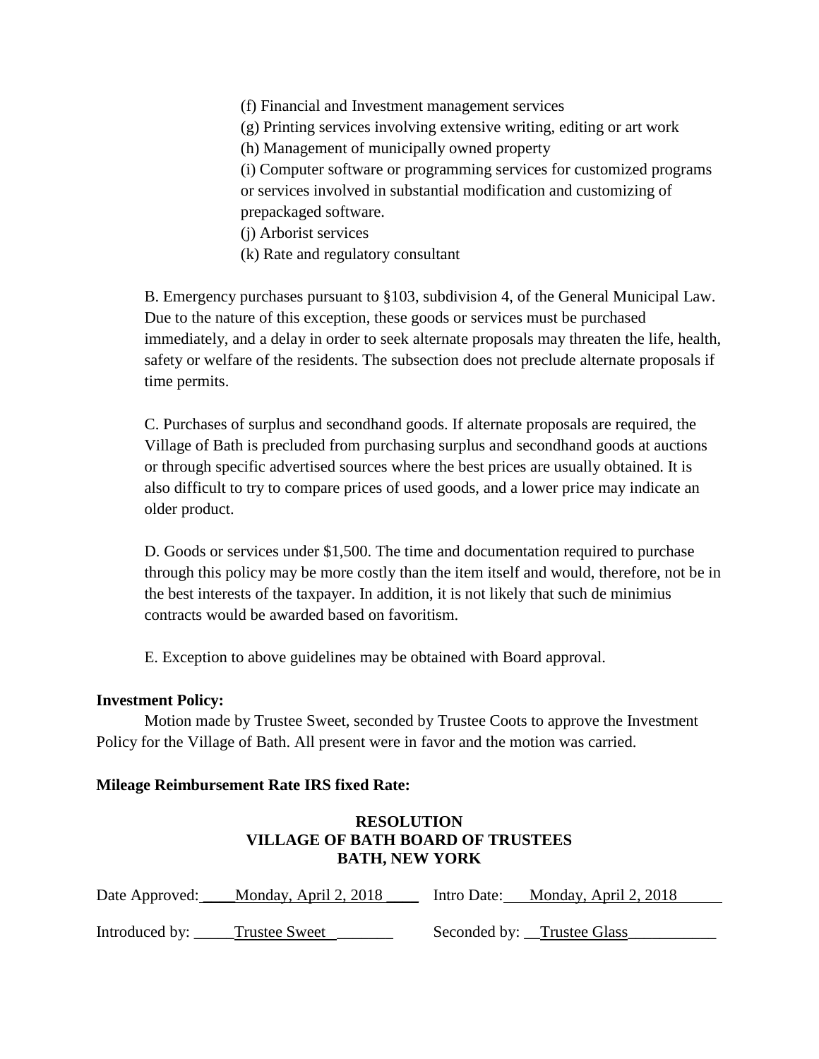(f) Financial and Investment management services
(g) Printing services involving extensive writing, editing or art work
(h) Management of municipally owned property
(i) Computer software or programming services for customized programs or services involved in substantial modification and customizing of prepackaged software.
(j) Arborist services
(k) Rate and regulatory consultant

B. Emergency purchases pursuant to §103, subdivision 4, of the General Municipal Law. Due to the nature of this exception, these goods or services must be purchased immediately, and a delay in order to seek alternate proposals may threaten the life, health, safety or welfare of the residents. The subsection does not preclude alternate proposals if time permits.

C. Purchases of surplus and secondhand goods. If alternate proposals are required, the Village of Bath is precluded from purchasing surplus and secondhand goods at auctions or through specific advertised sources where the best prices are usually obtained. It is also difficult to try to compare prices of used goods, and a lower price may indicate an older product.

D. Goods or services under $1,500. The time and documentation required to purchase through this policy may be more costly than the item itself and would, therefore, not be in the best interests of the taxpayer. In addition, it is not likely that such de minimius contracts would be awarded based on favoritism.

E. Exception to above guidelines may be obtained with Board approval.

**Investment Policy:**

Motion made by Trustee Sweet, seconded by Trustee Coots to approve the Investment Policy for the Village of Bath. All present were in favor and the motion was carried.

**Mileage Reimbursement Rate IRS fixed Rate:**

**RESOLUTION**
**VILLAGE OF BATH BOARD OF TRUSTEES**
**BATH, NEW YORK**

Date Approved: Monday, April 2, 2018 Intro Date: Monday, April 2, 2018

Introduced by: Trustee Sweet Seconded by: Trustee Glass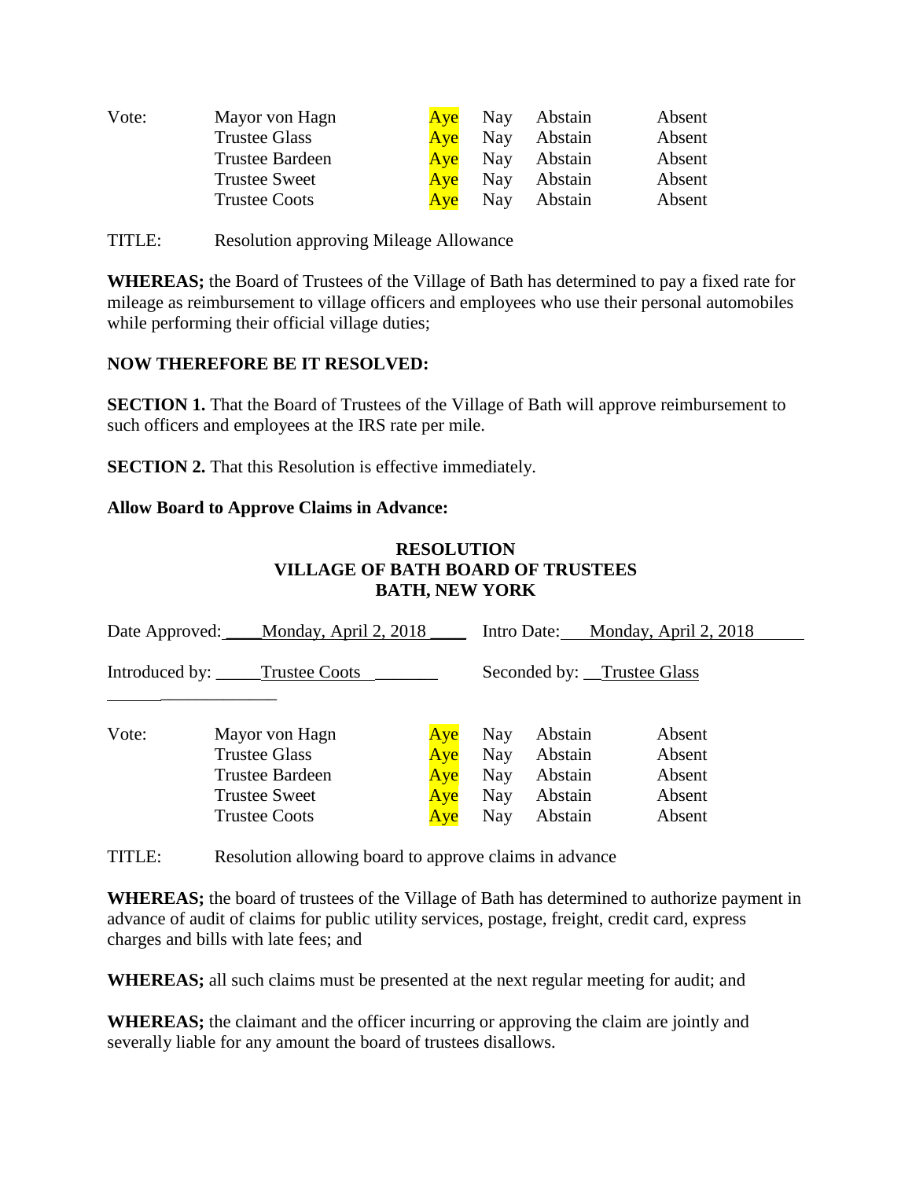| Vote: | | | | | |
|---|---|---|---|---|---|
| | Mayor von Hagn | Aye | Nay | Abstain | Absent |
| | Trustee Glass | Aye | Nay | Abstain | Absent |
| | Trustee Bardeen | Aye | Nay | Abstain | Absent |
| | Trustee Sweet | Aye | Nay | Abstain | Absent |
| | Trustee Coots | Aye | Nay | Abstain | Absent |

TITLE: Resolution approving Mileage Allowance

**WHEREAS;** the Board of Trustees of the Village of Bath has determined to pay a fixed rate for mileage as reimbursement to village officers and employees who use their personal automobiles while performing their official village duties;

**NOW THEREFORE BE IT RESOLVED:**

**SECTION 1.** That the Board of Trustees of the Village of Bath will approve reimbursement to such officers and employees at the IRS rate per mile.

**SECTION 2.** That this Resolution is effective immediately.

**Allow Board to Approve Claims in Advance:**

**RESOLUTION**
**VILLAGE OF BATH BOARD OF TRUSTEES**
**BATH, NEW YORK**

Date Approved: Monday, April 2, 2018 Intro Date: Monday, April 2, 2018

Introduced by: Trustee Coots Seconded by: Trustee Glass

| Vote: | | | | | |
|---|---|---|---|---|---|
| | Mayor von Hagn | Aye | Nay | Abstain | Absent |
| | Trustee Glass | Aye | Nay | Abstain | Absent |
| | Trustee Bardeen | Aye | Nay | Abstain | Absent |
| | Trustee Sweet | Aye | Nay | Abstain | Absent |
| | Trustee Coots | Aye | Nay | Abstain | Absent |

TITLE: Resolution allowing board to approve claims in advance

**WHEREAS;** the board of trustees of the Village of Bath has determined to authorize payment in advance of audit of claims for public utility services, postage, freight, credit card, express charges and bills with late fees; and

**WHEREAS;** all such claims must be presented at the next regular meeting for audit; and

**WHEREAS;** the claimant and the officer incurring or approving the claim are jointly and severally liable for any amount the board of trustees disallows.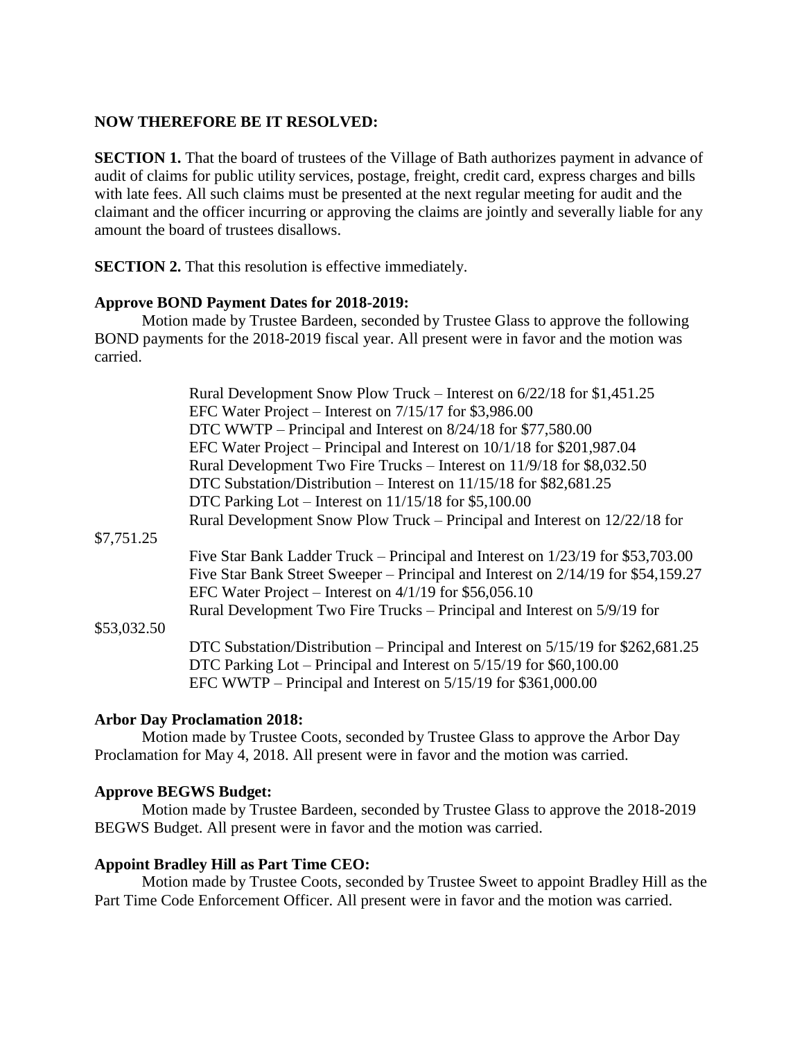**NOW THEREFORE BE IT RESOLVED:**

**SECTION 1.** That the board of trustees of the Village of Bath authorizes payment in advance of audit of claims for public utility services, postage, freight, credit card, express charges and bills with late fees. All such claims must be presented at the next regular meeting for audit and the claimant and the officer incurring or approving the claims are jointly and severally liable for any amount the board of trustees disallows.

**SECTION 2.** That this resolution is effective immediately.

**Approve BOND Payment Dates for 2018-2019:**

Motion made by Trustee Bardeen, seconded by Trustee Glass to approve the following BOND payments for the 2018-2019 fiscal year. All present were in favor and the motion was carried.

Rural Development Snow Plow Truck – Interest on 6/22/18 for $1,451.25
EFC Water Project – Interest on 7/15/17 for $3,986.00
DTC WWTP – Principal and Interest on 8/24/18 for $77,580.00
EFC Water Project – Principal and Interest on 10/1/18 for $201,987.04
Rural Development Two Fire Trucks – Interest on 11/9/18 for $8,032.50
DTC Substation/Distribution – Interest on 11/15/18 for $82,681.25
DTC Parking Lot – Interest on 11/15/18 for $5,100.00
Rural Development Snow Plow Truck – Principal and Interest on 12/22/18 for $7,751.25
Five Star Bank Ladder Truck – Principal and Interest on 1/23/19 for $53,703.00
Five Star Bank Street Sweeper – Principal and Interest on 2/14/19 for $54,159.27
EFC Water Project – Interest on 4/1/19 for $56,056.10
Rural Development Two Fire Trucks – Principal and Interest on 5/9/19 for $53,032.50
DTC Substation/Distribution – Principal and Interest on 5/15/19 for $262,681.25
DTC Parking Lot – Principal and Interest on 5/15/19 for $60,100.00
EFC WWTP – Principal and Interest on 5/15/19 for $361,000.00

**Arbor Day Proclamation 2018:**

Motion made by Trustee Coots, seconded by Trustee Glass to approve the Arbor Day Proclamation for May 4, 2018. All present were in favor and the motion was carried.

**Approve BEGWS Budget:**

Motion made by Trustee Bardeen, seconded by Trustee Glass to approve the 2018-2019 BEGWS Budget. All present were in favor and the motion was carried.

**Appoint Bradley Hill as Part Time CEO:**

Motion made by Trustee Coots, seconded by Trustee Sweet to appoint Bradley Hill as the Part Time Code Enforcement Officer. All present were in favor and the motion was carried.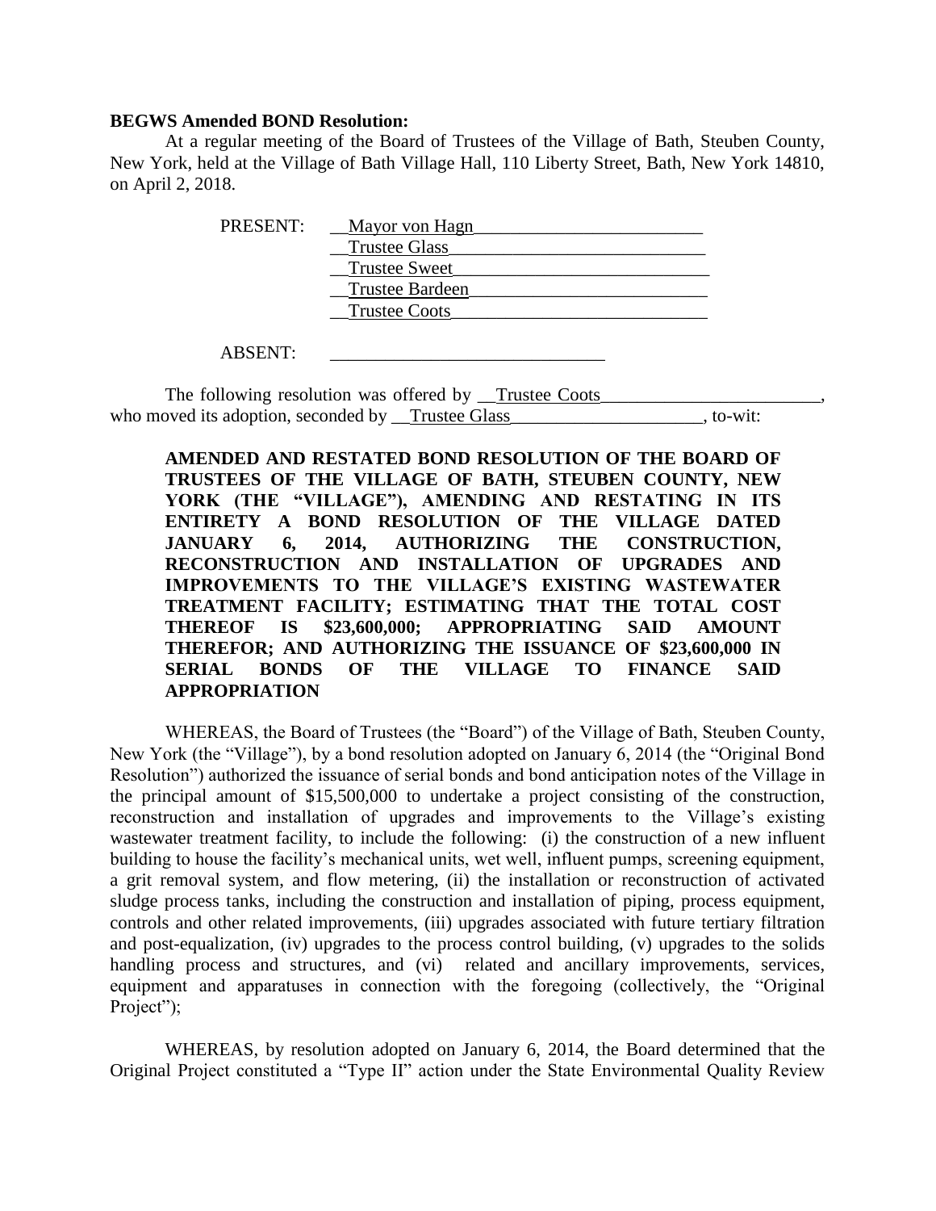**BEGWS Amended BOND Resolution:**

At a regular meeting of the Board of Trustees of the Village of Bath, Steuben County, New York, held at the Village of Bath Village Hall, 110 Liberty Street, Bath, New York 14810, on April 2, 2018.

PRESENT: __Mayor von Hagn__________________________
__Trustee Glass____________________________
__Trustee Sweet____________________________
__Trustee Bardeen__________________________
__Trustee Coots____________________________

ABSENT: ______________________________

The following resolution was offered by __Trustee Coots_________________________, who moved its adoption, seconded by __Trustee Glass_____________________, to-wit:

**AMENDED AND RESTATED BOND RESOLUTION OF THE BOARD OF TRUSTEES OF THE VILLAGE OF BATH, STEUBEN COUNTY, NEW YORK (THE "VILLAGE"), AMENDING AND RESTATING IN ITS ENTIRETY A BOND RESOLUTION OF THE VILLAGE DATED JANUARY 6, 2014, AUTHORIZING THE CONSTRUCTION, RECONSTRUCTION AND INSTALLATION OF UPGRADES AND IMPROVEMENTS TO THE VILLAGE'S EXISTING WASTEWATER TREATMENT FACILITY; ESTIMATING THAT THE TOTAL COST THEREOF IS $23,600,000; APPROPRIATING SAID AMOUNT THEREFOR; AND AUTHORIZING THE ISSUANCE OF $23,600,000 IN SERIAL BONDS OF THE VILLAGE TO FINANCE SAID APPROPRIATION**

WHEREAS, the Board of Trustees (the "Board") of the Village of Bath, Steuben County, New York (the "Village"), by a bond resolution adopted on January 6, 2014 (the "Original Bond Resolution") authorized the issuance of serial bonds and bond anticipation notes of the Village in the principal amount of $15,500,000 to undertake a project consisting of the construction, reconstruction and installation of upgrades and improvements to the Village's existing wastewater treatment facility, to include the following: (i) the construction of a new influent building to house the facility's mechanical units, wet well, influent pumps, screening equipment, a grit removal system, and flow metering, (ii) the installation or reconstruction of activated sludge process tanks, including the construction and installation of piping, process equipment, controls and other related improvements, (iii) upgrades associated with future tertiary filtration and post-equalization, (iv) upgrades to the process control building, (v) upgrades to the solids handling process and structures, and (vi) related and ancillary improvements, services, equipment and apparatuses in connection with the foregoing (collectively, the "Original Project");

WHEREAS, by resolution adopted on January 6, 2014, the Board determined that the Original Project constituted a "Type II" action under the State Environmental Quality Review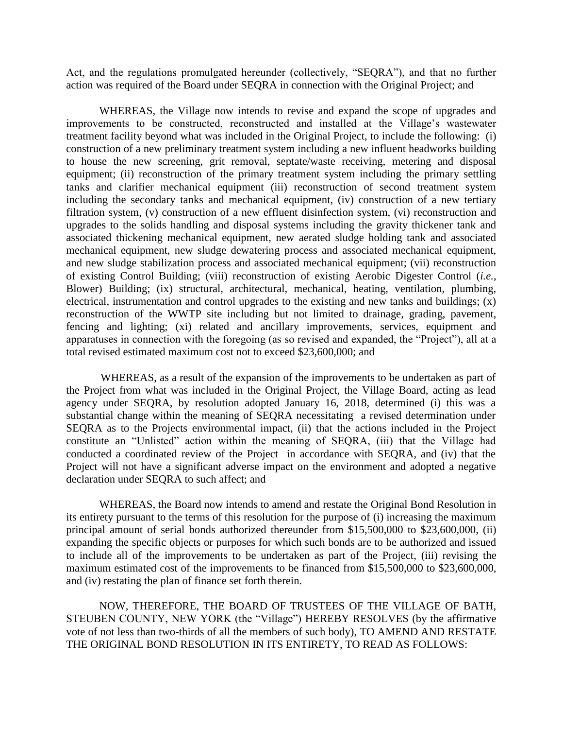Act, and the regulations promulgated hereunder (collectively, "SEQRA"), and that no further action was required of the Board under SEQRA in connection with the Original Project; and

WHEREAS, the Village now intends to revise and expand the scope of upgrades and improvements to be constructed, reconstructed and installed at the Village's wastewater treatment facility beyond what was included in the Original Project, to include the following: (i) construction of a new preliminary treatment system including a new influent headworks building to house the new screening, grit removal, septate/waste receiving, metering and disposal equipment; (ii) reconstruction of the primary treatment system including the primary settling tanks and clarifier mechanical equipment (iii) reconstruction of second treatment system including the secondary tanks and mechanical equipment, (iv) construction of a new tertiary filtration system, (v) construction of a new effluent disinfection system, (vi) reconstruction and upgrades to the solids handling and disposal systems including the gravity thickener tank and associated thickening mechanical equipment, new aerated sludge holding tank and associated mechanical equipment, new sludge dewatering process and associated mechanical equipment, and new sludge stabilization process and associated mechanical equipment; (vii) reconstruction of existing Control Building; (viii) reconstruction of existing Aerobic Digester Control (*i.e.*, Blower) Building; (ix) structural, architectural, mechanical, heating, ventilation, plumbing, electrical, instrumentation and control upgrades to the existing and new tanks and buildings; (x) reconstruction of the WWTP site including but not limited to drainage, grading, pavement, fencing and lighting; (xi) related and ancillary improvements, services, equipment and apparatuses in connection with the foregoing (as so revised and expanded, the "Project"), all at a total revised estimated maximum cost not to exceed $23,600,000; and

WHEREAS, as a result of the expansion of the improvements to be undertaken as part of the Project from what was included in the Original Project, the Village Board, acting as lead agency under SEQRA, by resolution adopted January 16, 2018, determined (i) this was a substantial change within the meaning of SEQRA necessitating a revised determination under SEQRA as to the Projects environmental impact, (ii) that the actions included in the Project constitute an "Unlisted" action within the meaning of SEQRA, (iii) that the Village had conducted a coordinated review of the Project in accordance with SEQRA, and (iv) that the Project will not have a significant adverse impact on the environment and adopted a negative declaration under SEQRA to such affect; and

WHEREAS, the Board now intends to amend and restate the Original Bond Resolution in its entirety pursuant to the terms of this resolution for the purpose of (i) increasing the maximum principal amount of serial bonds authorized thereunder from $15,500,000 to $23,600,000, (ii) expanding the specific objects or purposes for which such bonds are to be authorized and issued to include all of the improvements to be undertaken as part of the Project, (iii) revising the maximum estimated cost of the improvements to be financed from $15,500,000 to $23,600,000, and (iv) restating the plan of finance set forth therein.

NOW, THEREFORE, THE BOARD OF TRUSTEES OF THE VILLAGE OF BATH, STEUBEN COUNTY, NEW YORK (the "Village") HEREBY RESOLVES (by the affirmative vote of not less than two-thirds of all the members of such body), TO AMEND AND RESTATE THE ORIGINAL BOND RESOLUTION IN ITS ENTIRETY, TO READ AS FOLLOWS: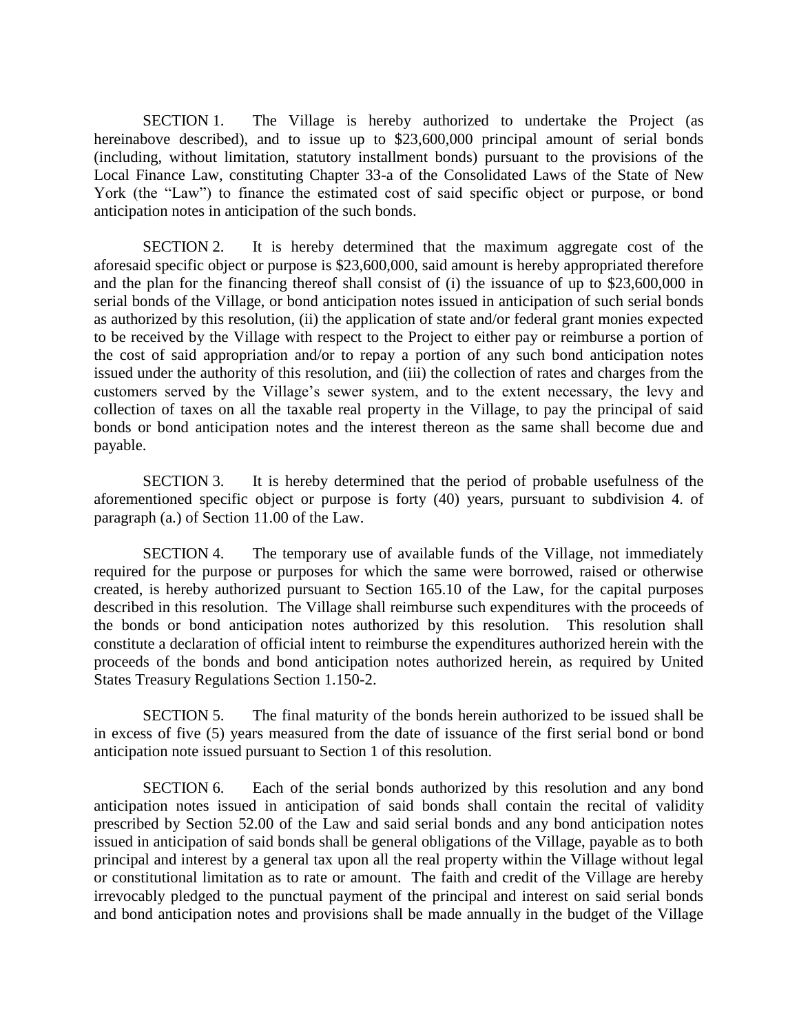SECTION 1. The Village is hereby authorized to undertake the Project (as hereinabove described), and to issue up to $23,600,000 principal amount of serial bonds (including, without limitation, statutory installment bonds) pursuant to the provisions of the Local Finance Law, constituting Chapter 33-a of the Consolidated Laws of the State of New York (the "Law") to finance the estimated cost of said specific object or purpose, or bond anticipation notes in anticipation of the such bonds.

SECTION 2. It is hereby determined that the maximum aggregate cost of the aforesaid specific object or purpose is $23,600,000, said amount is hereby appropriated therefore and the plan for the financing thereof shall consist of (i) the issuance of up to $23,600,000 in serial bonds of the Village, or bond anticipation notes issued in anticipation of such serial bonds as authorized by this resolution, (ii) the application of state and/or federal grant monies expected to be received by the Village with respect to the Project to either pay or reimburse a portion of the cost of said appropriation and/or to repay a portion of any such bond anticipation notes issued under the authority of this resolution, and (iii) the collection of rates and charges from the customers served by the Village's sewer system, and to the extent necessary, the levy and collection of taxes on all the taxable real property in the Village, to pay the principal of said bonds or bond anticipation notes and the interest thereon as the same shall become due and payable.

SECTION 3. It is hereby determined that the period of probable usefulness of the aforementioned specific object or purpose is forty (40) years, pursuant to subdivision 4. of paragraph (a.) of Section 11.00 of the Law.

SECTION 4. The temporary use of available funds of the Village, not immediately required for the purpose or purposes for which the same were borrowed, raised or otherwise created, is hereby authorized pursuant to Section 165.10 of the Law, for the capital purposes described in this resolution. The Village shall reimburse such expenditures with the proceeds of the bonds or bond anticipation notes authorized by this resolution. This resolution shall constitute a declaration of official intent to reimburse the expenditures authorized herein with the proceeds of the bonds and bond anticipation notes authorized herein, as required by United States Treasury Regulations Section 1.150-2.

SECTION 5. The final maturity of the bonds herein authorized to be issued shall be in excess of five (5) years measured from the date of issuance of the first serial bond or bond anticipation note issued pursuant to Section 1 of this resolution.

SECTION 6. Each of the serial bonds authorized by this resolution and any bond anticipation notes issued in anticipation of said bonds shall contain the recital of validity prescribed by Section 52.00 of the Law and said serial bonds and any bond anticipation notes issued in anticipation of said bonds shall be general obligations of the Village, payable as to both principal and interest by a general tax upon all the real property within the Village without legal or constitutional limitation as to rate or amount. The faith and credit of the Village are hereby irrevocably pledged to the punctual payment of the principal and interest on said serial bonds and bond anticipation notes and provisions shall be made annually in the budget of the Village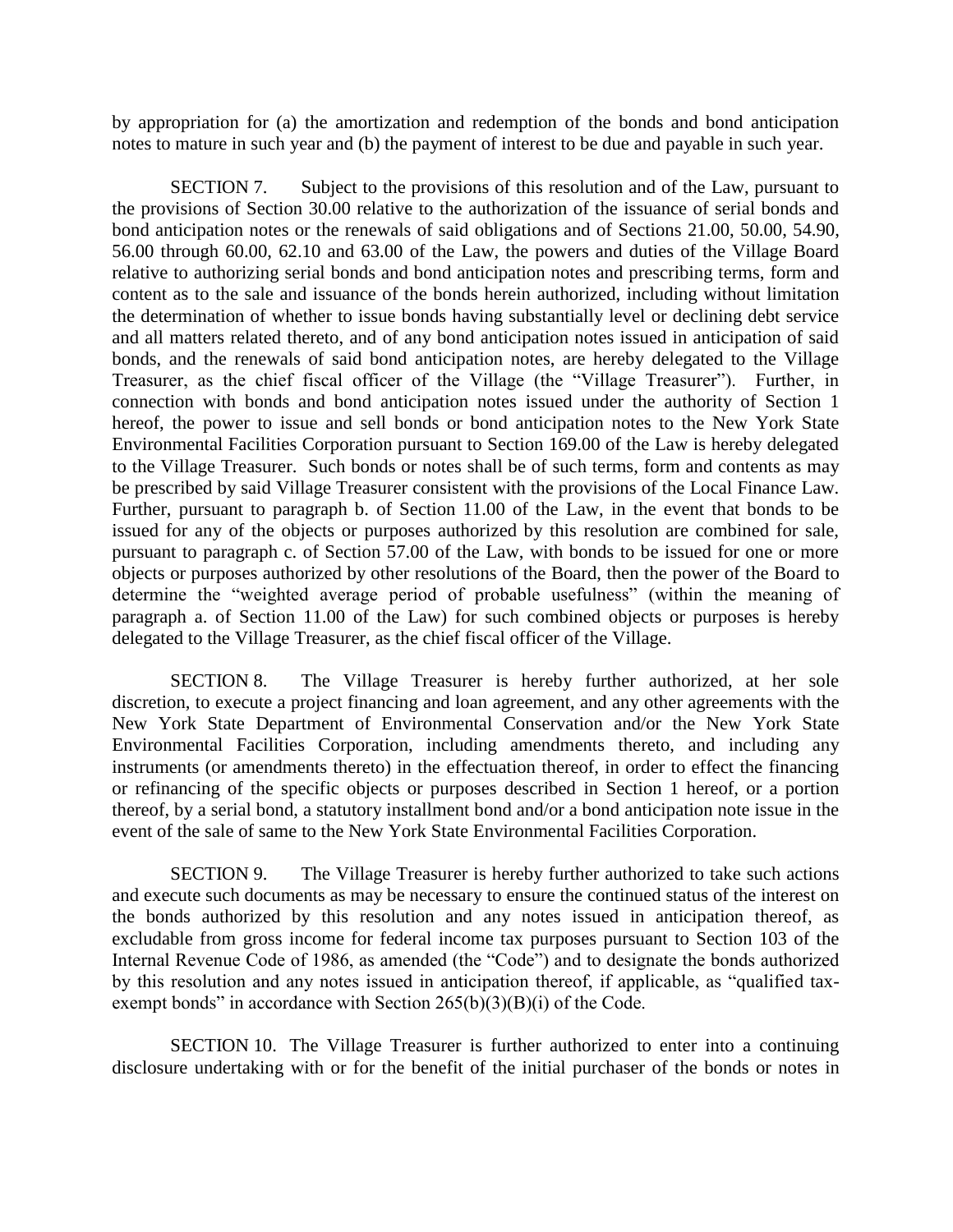by appropriation for (a) the amortization and redemption of the bonds and bond anticipation notes to mature in such year and (b) the payment of interest to be due and payable in such year.

SECTION 7. Subject to the provisions of this resolution and of the Law, pursuant to the provisions of Section 30.00 relative to the authorization of the issuance of serial bonds and bond anticipation notes or the renewals of said obligations and of Sections 21.00, 50.00, 54.90, 56.00 through 60.00, 62.10 and 63.00 of the Law, the powers and duties of the Village Board relative to authorizing serial bonds and bond anticipation notes and prescribing terms, form and content as to the sale and issuance of the bonds herein authorized, including without limitation the determination of whether to issue bonds having substantially level or declining debt service and all matters related thereto, and of any bond anticipation notes issued in anticipation of said bonds, and the renewals of said bond anticipation notes, are hereby delegated to the Village Treasurer, as the chief fiscal officer of the Village (the "Village Treasurer"). Further, in connection with bonds and bond anticipation notes issued under the authority of Section 1 hereof, the power to issue and sell bonds or bond anticipation notes to the New York State Environmental Facilities Corporation pursuant to Section 169.00 of the Law is hereby delegated to the Village Treasurer. Such bonds or notes shall be of such terms, form and contents as may be prescribed by said Village Treasurer consistent with the provisions of the Local Finance Law. Further, pursuant to paragraph b. of Section 11.00 of the Law, in the event that bonds to be issued for any of the objects or purposes authorized by this resolution are combined for sale, pursuant to paragraph c. of Section 57.00 of the Law, with bonds to be issued for one or more objects or purposes authorized by other resolutions of the Board, then the power of the Board to determine the "weighted average period of probable usefulness" (within the meaning of paragraph a. of Section 11.00 of the Law) for such combined objects or purposes is hereby delegated to the Village Treasurer, as the chief fiscal officer of the Village.

SECTION 8. The Village Treasurer is hereby further authorized, at her sole discretion, to execute a project financing and loan agreement, and any other agreements with the New York State Department of Environmental Conservation and/or the New York State Environmental Facilities Corporation, including amendments thereto, and including any instruments (or amendments thereto) in the effectuation thereof, in order to effect the financing or refinancing of the specific objects or purposes described in Section 1 hereof, or a portion thereof, by a serial bond, a statutory installment bond and/or a bond anticipation note issue in the event of the sale of same to the New York State Environmental Facilities Corporation.

SECTION 9. The Village Treasurer is hereby further authorized to take such actions and execute such documents as may be necessary to ensure the continued status of the interest on the bonds authorized by this resolution and any notes issued in anticipation thereof, as excludable from gross income for federal income tax purposes pursuant to Section 103 of the Internal Revenue Code of 1986, as amended (the "Code") and to designate the bonds authorized by this resolution and any notes issued in anticipation thereof, if applicable, as "qualified tax-exempt bonds" in accordance with Section 265(b)(3)(B)(i) of the Code.

SECTION 10. The Village Treasurer is further authorized to enter into a continuing disclosure undertaking with or for the benefit of the initial purchaser of the bonds or notes in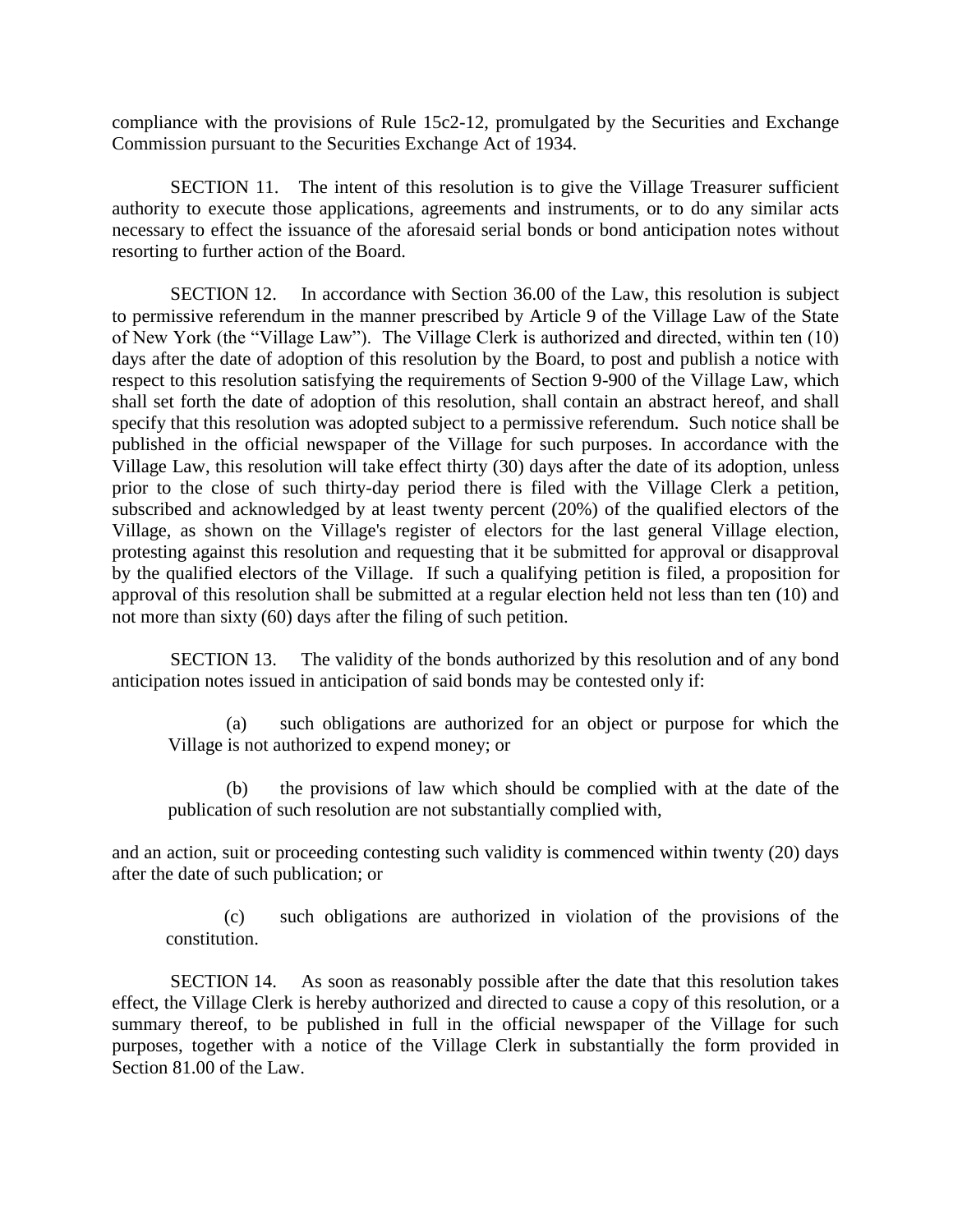compliance with the provisions of Rule 15c2-12, promulgated by the Securities and Exchange Commission pursuant to the Securities Exchange Act of 1934.

SECTION 11. The intent of this resolution is to give the Village Treasurer sufficient authority to execute those applications, agreements and instruments, or to do any similar acts necessary to effect the issuance of the aforesaid serial bonds or bond anticipation notes without resorting to further action of the Board.

SECTION 12. In accordance with Section 36.00 of the Law, this resolution is subject to permissive referendum in the manner prescribed by Article 9 of the Village Law of the State of New York (the "Village Law"). The Village Clerk is authorized and directed, within ten (10) days after the date of adoption of this resolution by the Board, to post and publish a notice with respect to this resolution satisfying the requirements of Section 9-900 of the Village Law, which shall set forth the date of adoption of this resolution, shall contain an abstract hereof, and shall specify that this resolution was adopted subject to a permissive referendum. Such notice shall be published in the official newspaper of the Village for such purposes. In accordance with the Village Law, this resolution will take effect thirty (30) days after the date of its adoption, unless prior to the close of such thirty-day period there is filed with the Village Clerk a petition, subscribed and acknowledged by at least twenty percent (20%) of the qualified electors of the Village, as shown on the Village's register of electors for the last general Village election, protesting against this resolution and requesting that it be submitted for approval or disapproval by the qualified electors of the Village. If such a qualifying petition is filed, a proposition for approval of this resolution shall be submitted at a regular election held not less than ten (10) and not more than sixty (60) days after the filing of such petition.

SECTION 13. The validity of the bonds authorized by this resolution and of any bond anticipation notes issued in anticipation of said bonds may be contested only if:

(a) such obligations are authorized for an object or purpose for which the Village is not authorized to expend money; or

(b) the provisions of law which should be complied with at the date of the publication of such resolution are not substantially complied with,

and an action, suit or proceeding contesting such validity is commenced within twenty (20) days after the date of such publication; or

(c) such obligations are authorized in violation of the provisions of the constitution.

SECTION 14. As soon as reasonably possible after the date that this resolution takes effect, the Village Clerk is hereby authorized and directed to cause a copy of this resolution, or a summary thereof, to be published in full in the official newspaper of the Village for such purposes, together with a notice of the Village Clerk in substantially the form provided in Section 81.00 of the Law.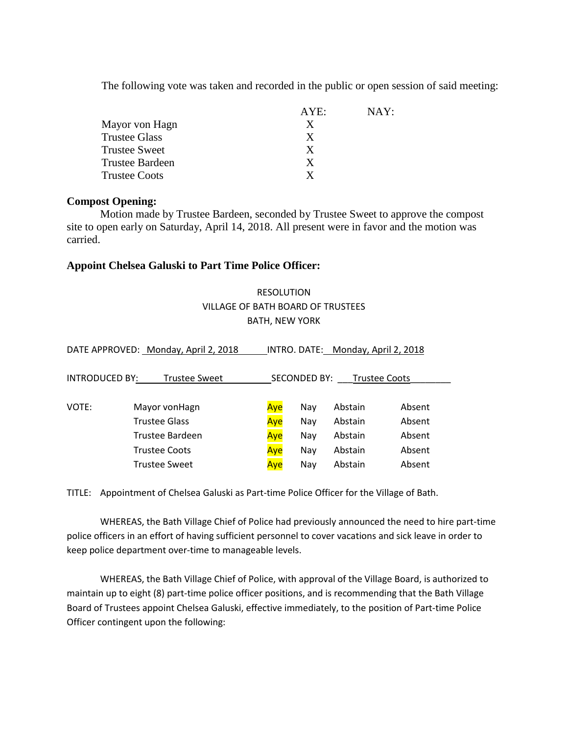The following vote was taken and recorded in the public or open session of said meeting:

| | AYE: | NAY: |
|---|---|---|
| Mayor von Hagn | X | |
| Trustee Glass | X | |
| Trustee Sweet | X | |
| Trustee Bardeen | X | |
| Trustee Coots | X | |

**Compost Opening:**

Motion made by Trustee Bardeen, seconded by Trustee Sweet to approve the compost site to open early on Saturday, April 14, 2018. All present were in favor and the motion was carried.

**Appoint Chelsea Galuski to Part Time Police Officer:**

RESOLUTION
VILLAGE OF BATH BOARD OF TRUSTEES
BATH, NEW YORK

DATE APPROVED: Monday, April 2, 2018 INTRO. DATE: Monday, April 2, 2018

INTRODUCED BY: Trustee Sweet SECONDED BY: Trustee Coots

| VOTE: | | | | | |
|---|---|---|---|---|---|
| | Mayor vonHagn | Aye | Nay | Abstain | Absent |
| | Trustee Glass | Aye | Nay | Abstain | Absent |
| | Trustee Bardeen | Aye | Nay | Abstain | Absent |
| | Trustee Coots | Aye | Nay | Abstain | Absent |
| | Trustee Sweet | Aye | Nay | Abstain | Absent |

TITLE: Appointment of Chelsea Galuski as Part-time Police Officer for the Village of Bath.

WHEREAS, the Bath Village Chief of Police had previously announced the need to hire part-time police officers in an effort of having sufficient personnel to cover vacations and sick leave in order to keep police department over-time to manageable levels.

WHEREAS, the Bath Village Chief of Police, with approval of the Village Board, is authorized to maintain up to eight (8) part-time police officer positions, and is recommending that the Bath Village Board of Trustees appoint Chelsea Galuski, effective immediately, to the position of Part-time Police Officer contingent upon the following: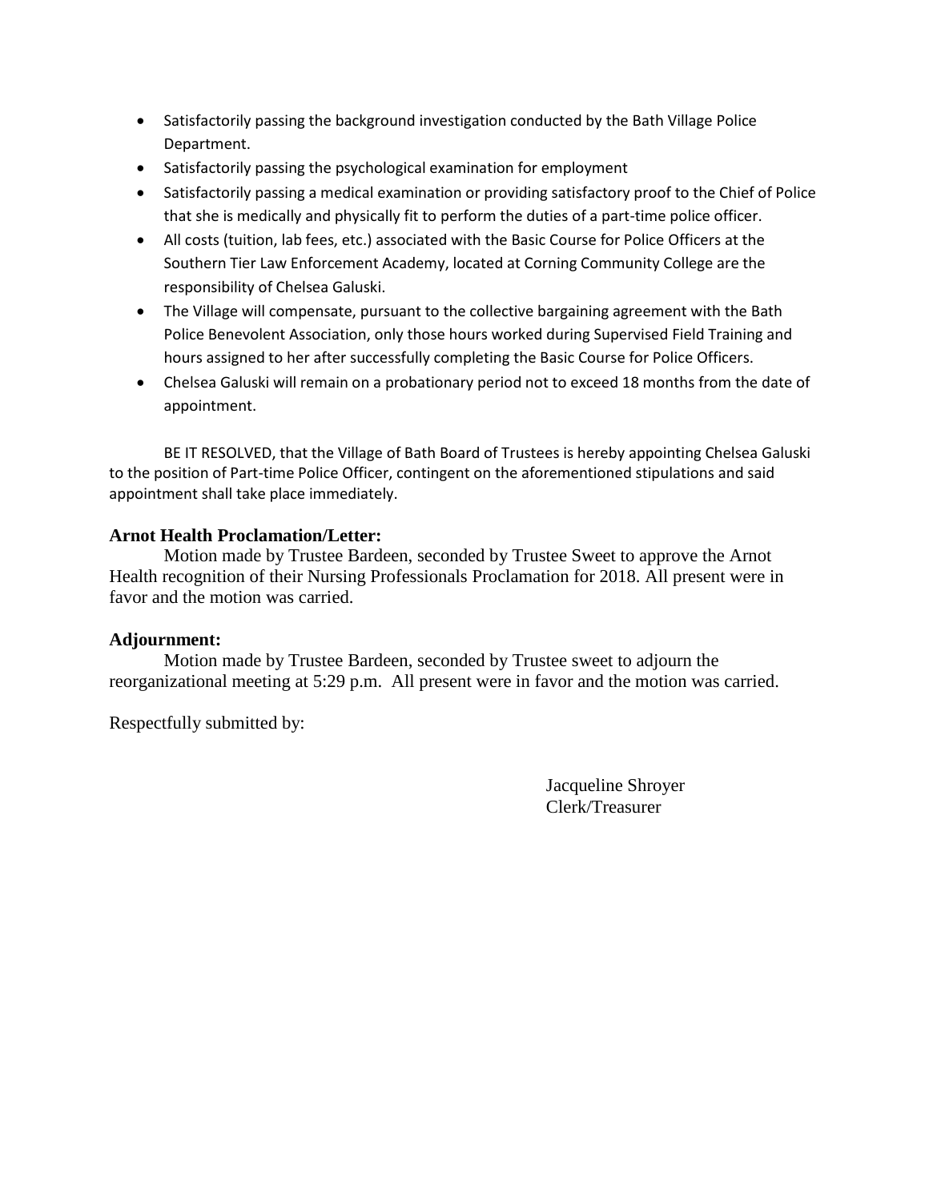- Satisfactorily passing the background investigation conducted by the Bath Village Police Department.
- Satisfactorily passing the psychological examination for employment
- Satisfactorily passing a medical examination or providing satisfactory proof to the Chief of Police that she is medically and physically fit to perform the duties of a part-time police officer.
- All costs (tuition, lab fees, etc.) associated with the Basic Course for Police Officers at the Southern Tier Law Enforcement Academy, located at Corning Community College are the responsibility of Chelsea Galuski.
- The Village will compensate, pursuant to the collective bargaining agreement with the Bath Police Benevolent Association, only those hours worked during Supervised Field Training and hours assigned to her after successfully completing the Basic Course for Police Officers.
- Chelsea Galuski will remain on a probationary period not to exceed 18 months from the date of appointment.

BE IT RESOLVED, that the Village of Bath Board of Trustees is hereby appointing Chelsea Galuski to the position of Part-time Police Officer, contingent on the aforementioned stipulations and said appointment shall take place immediately.

**Arnot Health Proclamation/Letter:**

Motion made by Trustee Bardeen, seconded by Trustee Sweet to approve the Arnot Health recognition of their Nursing Professionals Proclamation for 2018. All present were in favor and the motion was carried.

**Adjournment:**

Motion made by Trustee Bardeen, seconded by Trustee sweet to adjourn the reorganizational meeting at 5:29 p.m. All present were in favor and the motion was carried.

Respectfully submitted by:

Jacqueline Shroyer
Clerk/Treasurer